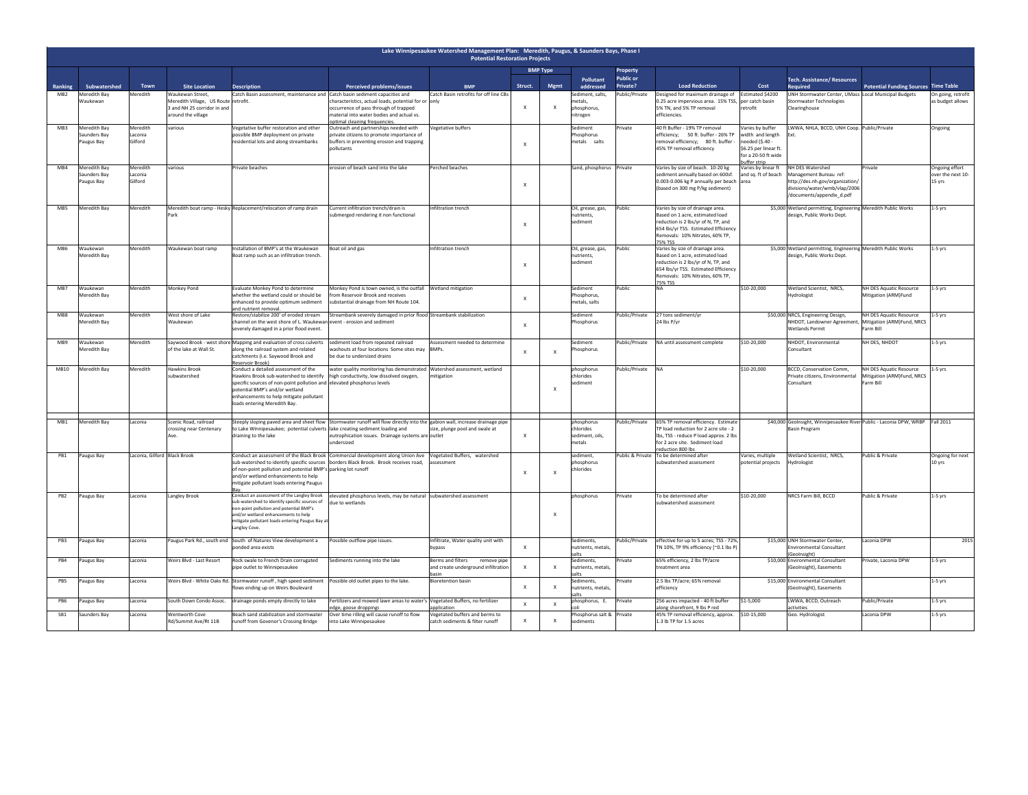# Lake Winnipesaukee Watershed Management Plan: Meredith, Paugus, & Saunders Bays, Phase I

## Potential Restoration Projects

| Ranking | Subwatershed | Town | Site Location | Description | Perceived problems/issues | BMP | BMP Type: Struct. | BMP Type: Mgmt | Pollutant addressed | Property Public or Private? | Load Reduction | Cost | Tech. Assistance/ Resources Required | Potential Funding Sources | Time Table |
|---|---|---|---|---|---|---|---|---|---|---|---|---|---|---|---|
| MB2 | Meredith Bay Waukewan | Meredith | Waukewan Street, Meredith Village, US Route 3 and NH 25 corridor in and around the village | Catch Basin assessment, maintenance and retrofit. | Catch basin sediment capacities and characteristics, actual loads, potential for or occurrence of pass through of trapped material into water bodies and actual vs. optimal cleaning frequencies. | Catch Basin retrofits for off line CBs only | X | X | Sediment, salts, metals, phosphorus, nitrogen | Public/Private | Designed for maximum drainage of 0.25 acre impervious area. 15% TSS, 5% TN, and 5% TP removal efficiencies. | Estimated $4200 per catch basin retrofit | UNH Stormwater Center, UMass Stormwater Technologies Clearinghouse | Local Municipal Budgets | On going, retrofit as budget allows |
| MB3 | Meredith Bay Saunders Bay Paugus Bay | Meredith Laconia Gilford | various | Vegetative buffer restoration and other possible BMP deployment on private residential lots and along streambanks | Outreach and partnerships needed with private citizens to promote importance of buffers in preventing erosion and trapping pollutants | Vegetative buffers | X | | Sediment Phosphorus metals salts | Private | 40 ft Buffer - 19% TP removal efficiency; 50 ft. buffer - 26% TP removal efficiency; 80 ft. buffer - 45% TP removal efficiency | Varies by buffer width and length needed ($.40 - $6.25 per linear ft. for a 20-50 ft wide buffer strip | LWWA, NHLA, BCCD, UNH Coop. Ext. | Public/Private | Ongoing |
| MB4 | Meredith Bay Saunders Bay Paugus Bay | Meredith Laconia Gilford | various | Private beaches | erosion of beach sand into the lake | Perched beaches | X | | Sand, phosphorus | Private | Varies by size of beach. 10-20 kg sediment annually based on 600sf. 0.003-0.006 kg P annually per beach (based on 300 mg P/kg sediment) | Varies by linear ft and sq. ft of beach area | NH DES Watershed Management Bureau ref: http://des.nh.gov/organization/divisions/water/wmb/vlap/2006/documents/appendix_d.pdf | Private | Ongoing effort over the next 10-15 yrs |
| MB5 | Meredith Bay | Meredith | Meredith boat ramp - Hesky Park | Replacement/relocation of ramp drain | Current infiltration trench/drain is submerged rendering it non functional | Infiltration trench | X | | Oil, grease, gas, nutrients, sediment | Public | Varies by size of drainage area. Based on 1 acre, estimated load reduction is 2 lbs/yr of N, TP, and 654 lbs/yr TSS. Estimated Efficiency Removals: 10% Nitrates, 60% TP, 75% TSS | $5,000 | Wetland permitting, Engineering design, Public Works Dept. | Meredith Public Works | 1-5 yrs |
| MB6 | Waukewan Meredith Bay | Meredith | Waukewan boat ramp | Installation of BMP's at the Waukewan Boat ramp such as an infiltration trench. | Boat oil and gas | Infiltration trench | X | | Oil, grease, gas, nutrients, sediment | Public | Varies by size of drainage area. Based on 1 acre, estimated load reduction is 2 lbs/yr of N, TP, and 654 lbs/yr TSS. Estimated Efficiency Removals: 10% Nitrates, 60% TP, 75% TSS | $5,000 | Wetland permitting, Engineering design, Public Works Dept. | Meredith Public Works | 1-5 yrs |
| MB7 | Waukewan Meredith Bay | Meredith | Monkey Pond | Evaluate Monkey Pond to determine whether the wetland could or should be enhanced to provide optimum sediment and nutrient removal. | Monkey Pond is town owned, is the outfall from Reservoir Brook and receives substantial drainage from NH Route 104. | Wetland mitigation | X | | Sediment Phosphorus, metals, salts | Public | NA | $10-20,000 | Wetland Scientist, NRCS, Hydrologist | NH DES Aquatic Resource Mitigation (ARM)Fund | 1-5 yrs |
| MB8 | Waukewan Meredith Bay | Meredith | West shore of Lake Waukewan | Restore/stabilize 200' of eroded stream channel on the west shore of L. Waukewan severely damaged in a prior flood event. | Streambank severely damaged in prior flood event - erosion and sediment | Streambank stabilization | X | | Sediment Phosphorus | Public/Private | 27 tons sediment/yr 24 lbs P/yr | $50,000 | NRCS, Engineering Design, NHDOT, Landowner Agreement, Wetlands Permit | NH DES Aquatic Resource Mitigation (ARM)Fund, NRCS Farm Bill | 1-5 yrs |
| MB9 | Waukewan Meredith Bay | Meredith | Saywood Brook - west shore of the lake at Wall St. | Mapping and evaluation of cross culverts along the railroad system and related catchments (i.e. Saywood Brook and Reservoir Brook) | sediment load from repeated railroad washouts at four locations Some sites may be due to undersized drains | Assessment needed to determine BMPs. | X | X | Sediment Phosphorus | Public/Private | NA until assessment complete | $10-20,000 | NHDOT, Environmental Consultant | NH DES, NHDOT | 1-5 yrs |
| MB10 | Meredith Bay | Meredith | Hawkins Brook subwatershed | Conduct a detailed assessment of the Hawkins Brook sub-watershed to identify specific sources of non-point pollution and potential BMP's and/or wetland enhancements to help mitigate pollutant loads entering Meredith Bay. | water quality monitoring has demonstrated high conductivity, low dissolved oxygen, elevated phosphorus levels | Watershed assessment, wetland mitigation | | X | phosphorus chlorides sediment | Public/Private | NA | $10-20,000 | BCCD, Conservation Comm, Private citizens, Environmental Consultant | NH DES Aquatic Resource Mitigation (ARM)Fund, NRCS Farm Bill | 1-5 yrs |
| MB1 | Meredith Bay | Laconia | Scenic Road, railroad crossing near Centenary Ave. | Steeply sloping paved area and sheet flow to Lake Winnipesaukee; potential culverts draining to the lake | Stormwater runoff will flow directly into the lake creating sediment loading and eutrophication issues. Drainage systems are undersized | gabion wall, increase drainage pipe size, plunge pool and swale at outlet | X | | phosphorus chlorides sediment, oils, metals | Public/Private | 65% TP removal efficiency. Estimate TP load reduction for 2 acre site - 2 lbs, TSS - reduce P load approx. 2 lbs for 2 acre site. Sediment load reduction 800 lbs | $40,000 | GeoInsight, Winnipesaukee River Basin Program | Public - Laconia DPW, WRBP | Fall 2011 |
| PB1 | Paugus Bay | Laconia, Gilford | Black Brook | Conduct an assessment of the Black Brook sub-watershed to identify specific sources of non-point pollution and potential BMP's and/or wetland enhancements to help mitigate pollutant loads entering Paugus Bay. | Commercial development along Union Ave borders Black Brook. Brook receives road, parking lot runoff | Vegetated Buffers, watershed assessment | X | X | sediment, phosphorus chlorides | Public & Private | To be determined after subwatershed assessment | Varies, multiple potential projects | Wetland Scientist, NRCS, Hydrologist | Public & Private | Ongoing for next 10 yrs |
| PB2 | Paugus Bay | Laconia | Langley Brook | Conduct an assessment of the Langley Brook sub-watershed to identify specific sources of non-point pollution and potential BMP's and/or wetland enhancements to help mitigate pollutant loads entering Paugus Bay at Langley Cove. | elevated phosphorus levels, may be natural due to wetlands | subwatershed assessment | | X | phosphorus | Private | To be determined after subwatershed assessment | $10-20,000 | NRCS Farm Bill, BCCD | Public & Private | 1-5 yrs |
| PB3 | Paugus Bay | Laconia | Paugus Park Rd., south end | South of Natures View development a ponded area exists | Possible outflow pipe issues. | Infiltrate, Water quality unit with bypass | X | | Sediments, nutrients, metals, salts | Public/Private | effective for up to 5 acres; TSS - 72%, TN 10%, TP 9% efficiency (~0.1 lbs P) | $15,000 | UNH Stormwater Center, Environmental Consultant (GeoInsight) | Laconia DPW | 2015 |
| PB4 | Paugus Bay | Laconia | Weirs Blvd - Last Resort | Rock swale to French Drain corrugated pipe outlet to Winnipesaukee | Sediments running into the lake | Berms and filters remove pipe and create underground infiltration basin | X | X | Sediments, nutrients, metals, salts | Private | 65% efficiency, 2 lbs TP/acre treatment area | $10,000 | Environmental Consultant (GeoInsight), Easements | Private, Laconia DPW | 1-5 yrs |
| PB5 | Paugus Bay | Laconia | Weirs Blvd - White Oaks Rd. | Stormwater runoff , high speed sediment flows ending up on Weirs Boulevard | Possible old outlet pipes to the lake. | Bioretention basin | X | X | Sediments, nutrients, metals, salts | Private | 2.5 lbs TP/acre; 65% removal efficiency | $15,000 | Environmental Consultant (GeoInsight), Easements | | 1-5 yrs |
| PB6 | Paugus Bay | Laconia | South Down Condo Assoc. | drainage ponds empty directly to lake | Fertilizers and mowed lawn areas to water's edge, goose droppings | Vegetated Buffers, no fertilizer application | X | X | phosphorus, E. coli | Private | 256 acres impacted - 40 ft buffer along shorefront, 9 lbs P red | $1-5,000 | LWWA, BCCD, Outreach activities | Public/Private | 1-5 yrs |
| SB1 | Saunders Bay | Laconia | Wentworth Cove Rd/Summit Ave/Rt 11B | Beach sand stabilization and stormwater runoff from Govenor's Crossing Bridge | Over time rilling will cause runoff to flow into Lake Winnipesaukee | Vegetated buffers and berms to catch sediments & filter runoff | X | X | Phosphorus salt & sediments | Private | 45% TP removal efficiency, approx. 1.3 lb TP for 1.5 acres | $10-15,000 | Geo. Hydrologist | Laconia DPW | 1-5 yrs |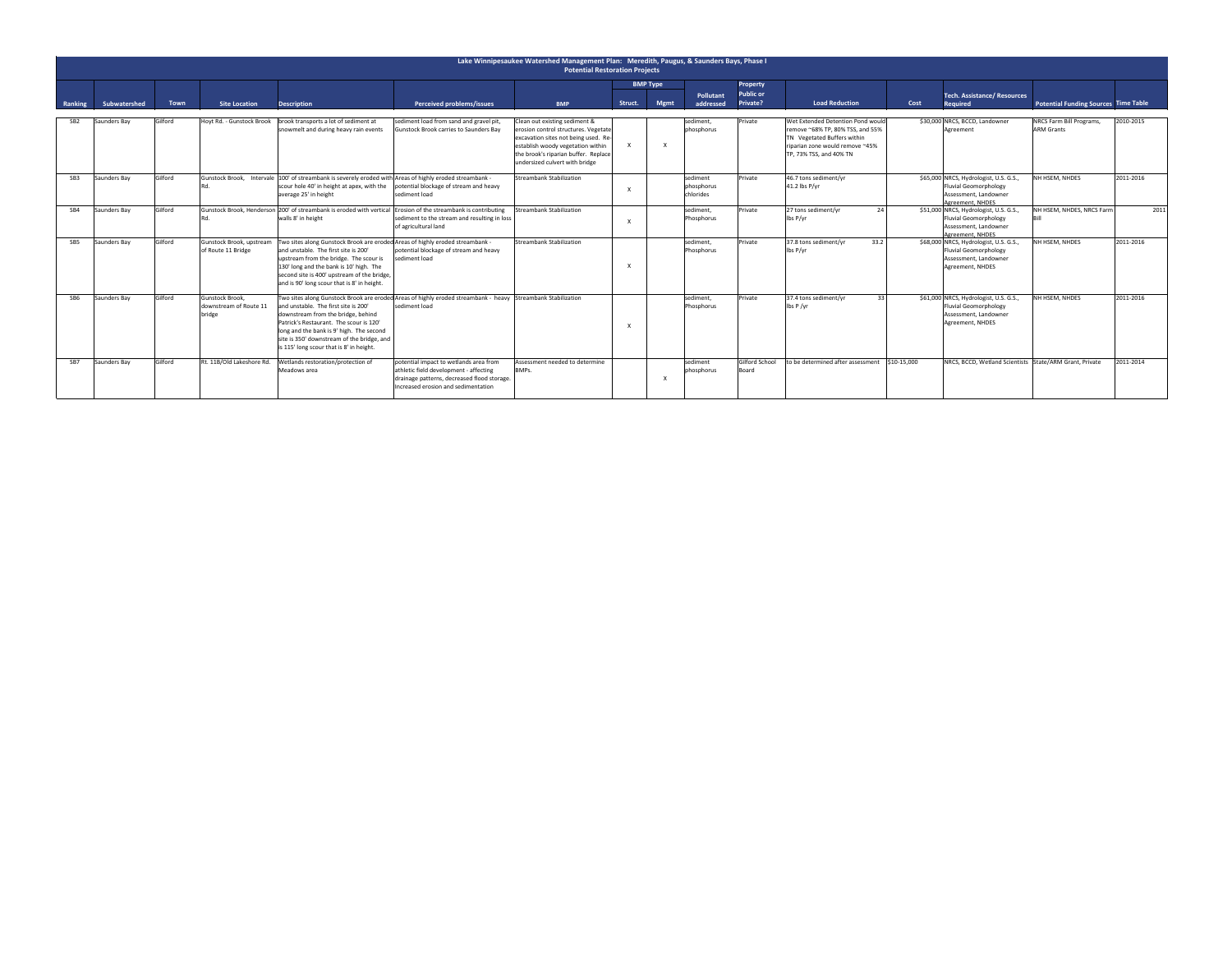## Lake Winnipesaukee Watershed Management Plan: Meredith, Paugus, & Saunders Bays, Phase I
### Potential Restoration Projects

| Ranking | Subwatershed | Town | Site Location | Description | Perceived problems/issues | BMP | BMP Type | | Pollutant addressed | Property Public or Private? | Load Reduction | Cost | Tech. Assistance/ Resources Required | Potential Funding Sources | Time Table |
|---|---|---|---|---|---|---|---|---|---|---|---|---|---|---|---|
| | | | | | | | Struct. | Mgmt | | | | | | | |
| SB2 | Saunders Bay | Gilford | Hoyt Rd. - Gunstock Brook | brook transports a lot of sediment at snowmelt and during heavy rain events | sediment load from sand and gravel pit, Gunstock Brook carries to Saunders Bay | Clean out existing sediment & erosion control structures. Vegetate excavation sites not being used. Re-establish woody vegetation within the brook's riparian buffer. Replace undersized culvert with bridge | X | X | sediment, phosphorus | Private | Wet Extended Detention Pond would remove ~68% TP, 80% TSS, and 55% TN Vegetated Buffers within riparian zone would remove ~45% TP, 73% TSS, and 40% TN | $30,000 | NRCS, BCCD, Landowner Agreement | NRCS Farm Bill Programs, ARM Grants | 2010-2015 |
| SB3 | Saunders Bay | Gilford | Gunstock Brook, Intervale Rd. | 100' of streambank is severely eroded with scour hole 40' in height at apex, with the average 25' in height | Areas of highly eroded streambank - potential blockage of stream and heavy sediment load | Streambank Stabilization | X | | sediment phosphorus chlorides | Private | 46.7 tons sediment/yr 41.2 lbs P/yr | $65,000 | NRCS, Hydrologist, U.S. G.S., Fluvial Geomorphology Assessment, Landowner Agreement, NHDES | NH HSEM, NHDES | 2011-2016 |
| SB4 | Saunders Bay | Gilford | Gunstock Brook, Henderson Rd. | 200' of streambank is eroded with vertical walls 8' in height | Erosion of the streambank is contributing sediment to the stream and resulting in loss of agricultural land | Streambank Stabilization | X | | sediment, Phosphorus | Private | 27 tons sediment/yr 24 lbs P/yr | $51,000 | NRCS, Hydrologist, U.S. G.S., Fluvial Geomorphology Assessment, Landowner Agreement, NHDES | NH HSEM, NHDES, NRCS Farm Bill | 2011 |
| SB5 | Saunders Bay | Gilford | Gunstock Brook, upstream of Route 11 Bridge | Two sites along Gunstock Brook are eroded and unstable. The first site is 200' upstream from the bridge. The scour is 130' long and the bank is 10' high. The second site is 400' upstream of the bridge, and is 90' long scour that is 8' in height. | Areas of highly eroded streambank - potential blockage of stream and heavy sediment load | Streambank Stabilization | X | | sediment, Phosphorus | Private | 37.8 tons sediment/yr 33.2 lbs P/yr | $68,000 | NRCS, Hydrologist, U.S. G.S., Fluvial Geomorphology Assessment, Landowner Agreement, NHDES | NH HSEM, NHDES | 2011-2016 |
| SB6 | Saunders Bay | Gilford | Gunstock Brook, downstream of Route 11 bridge | Two sites along Gunstock Brook are eroded and unstable. The first site is 200' downstream from the bridge, behind Patrick's Restaurant. The scour is 120' long and the bank is 9' high. The second site is 350' downstream of the bridge, and is 115' long scour that is 8' in height. | Areas of highly eroded streambank - heavy sediment load | Streambank Stabilization | X | | sediment, Phosphorus | Private | 37.4 tons sediment/yr 33 lbs P /yr | $61,000 | NRCS, Hydrologist, U.S. G.S., Fluvial Geomorphology Assessment, Landowner Agreement, NHDES | NH HSEM, NHDES | 2011-2016 |
| SB7 | Saunders Bay | Gilford | Rt. 11B/Old Lakeshore Rd. | Wetlands restoration/protection of Meadows area | potential impact to wetlands area from athletic field development - affecting drainage patterns, decreased flood storage. Increased erosion and sedimentation | Assessment needed to determine BMPs. | | X | sediment phosphorus | Gilford School Board | to be determined after assessment | $10-15,000 | NRCS, BCCD, Wetland Scientists | State/ARM Grant, Private | 2011-2014 |